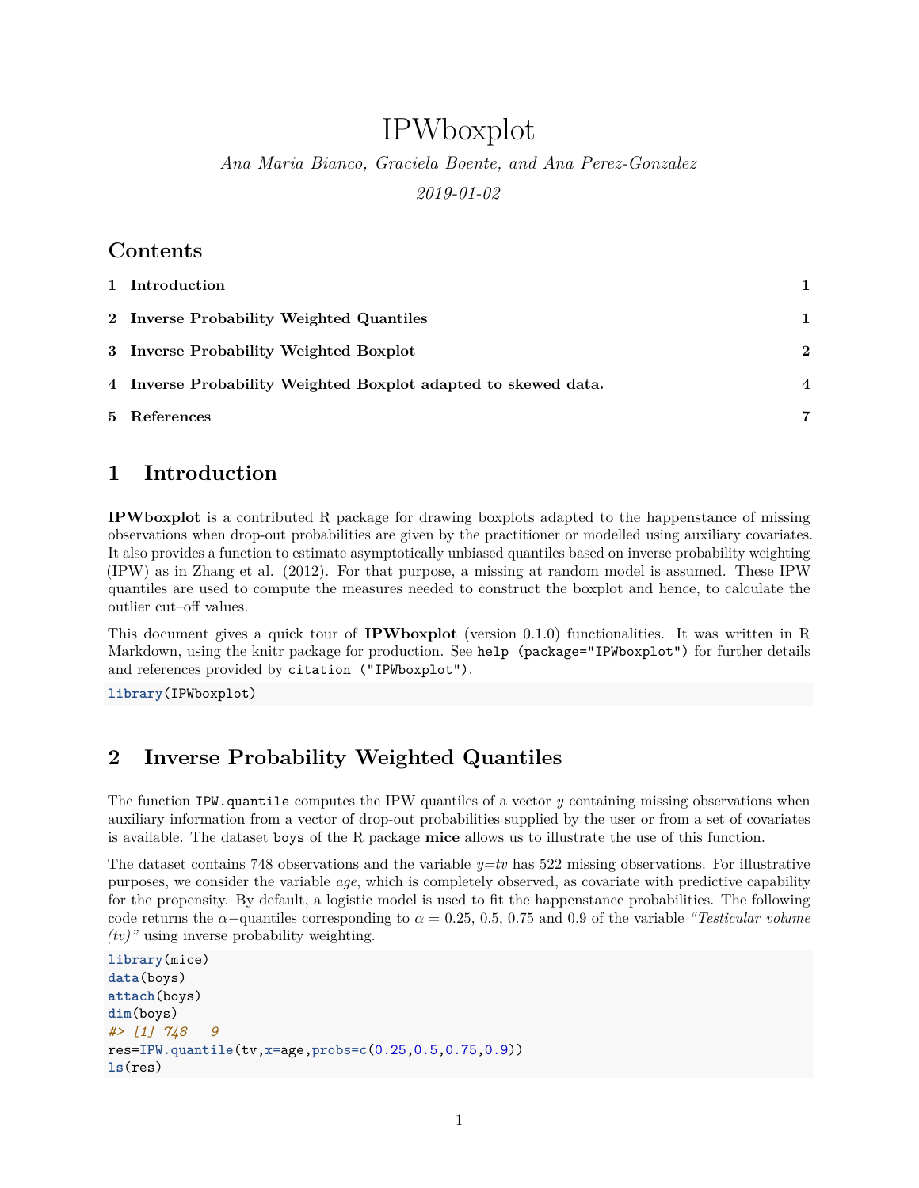# IPWboxplot

*Ana Maria Bianco, Graciela Boente, and Ana Perez-Gonzalez*

*2019-01-02*

## Contents

1 Introduction 1

2 Inverse Probability Weighted Quantiles 1

3 Inverse Probability Weighted Boxplot 2

4 Inverse Probability Weighted Boxplot adapted to skewed data. 4

5 References 7

## 1 Introduction

**IPWboxplot** is a contributed R package for drawing boxplots adapted to the happenstance of missing observations when drop-out probabilities are given by the practitioner or modelled using auxiliary covariates. It also provides a function to estimate asymptotically unbiased quantiles based on inverse probability weighting (IPW) as in Zhang et al. (2012). For that purpose, a missing at random model is assumed. These IPW quantiles are used to compute the measures needed to construct the boxplot and hence, to calculate the outlier cut–off values.

This document gives a quick tour of **IPWboxplot** (version 0.1.0) functionalities. It was written in R Markdown, using the knitr package for production. See `help (package="IPWboxplot")` for further details and references provided by `citation ("IPWboxplot")`.

```
library(IPWboxplot)
```

## 2 Inverse Probability Weighted Quantiles

The function `IPW.quantile` computes the IPW quantiles of a vector $y$ containing missing observations when auxiliary information from a vector of drop-out probabilities supplied by the user or from a set of covariates is available. The dataset `boys` of the R package **mice** allows us to illustrate the use of this function.

The dataset contains 748 observations and the variable $y{=}tv$ has 522 missing observations. For illustrative purposes, we consider the variable *age*, which is completely observed, as covariate with predictive capability for the propensity. By default, a logistic model is used to fit the happenstance probabilities. The following code returns the $\alpha-$quantiles corresponding to $\alpha = 0.25$, 0.5, 0.75 and 0.9 of the variable *"Testicular volume (tv)"* using inverse probability weighting.

```
library(mice)
data(boys)
attach(boys)
dim(boys)
#> [1] 748   9
res=IPW.quantile(tv,x=age,probs=c(0.25,0.5,0.75,0.9))
ls(res)
```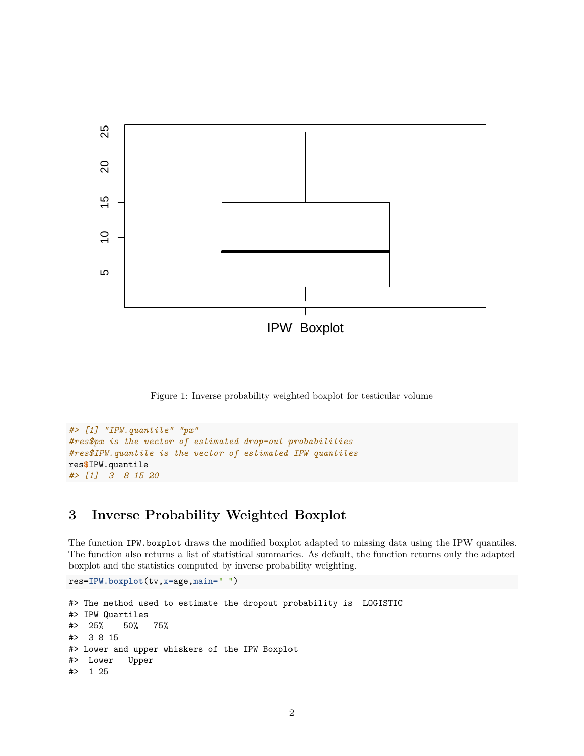Figure 1: Inverse probability weighted boxplot for testicular volume

```
#> [1] "IPW.quantile" "px"
#res$px is the vector of estimated drop-out probabilities
#res$IPW.quantile is the vector of estimated IPW quantiles
res$IPW.quantile
#> [1]  3  8 15 20
```

# 3 Inverse Probability Weighted Boxplot

The function `IPW.boxplot` draws the modified boxplot adapted to missing data using the IPW quantiles. The function also returns a list of statistical summaries. As default, the function returns only the adapted boxplot and the statistics computed by inverse probability weighting.

```
res=IPW.boxplot(tv,x=age,main=" ")
```

```
#> The method used to estimate the dropout probability is  LOGISTIC
#> IPW Quartiles
#>  25%    50%   75%
#>  3 8 15
#> Lower and upper whiskers of the IPW Boxplot
#>  Lower   Upper
#>  1 25
```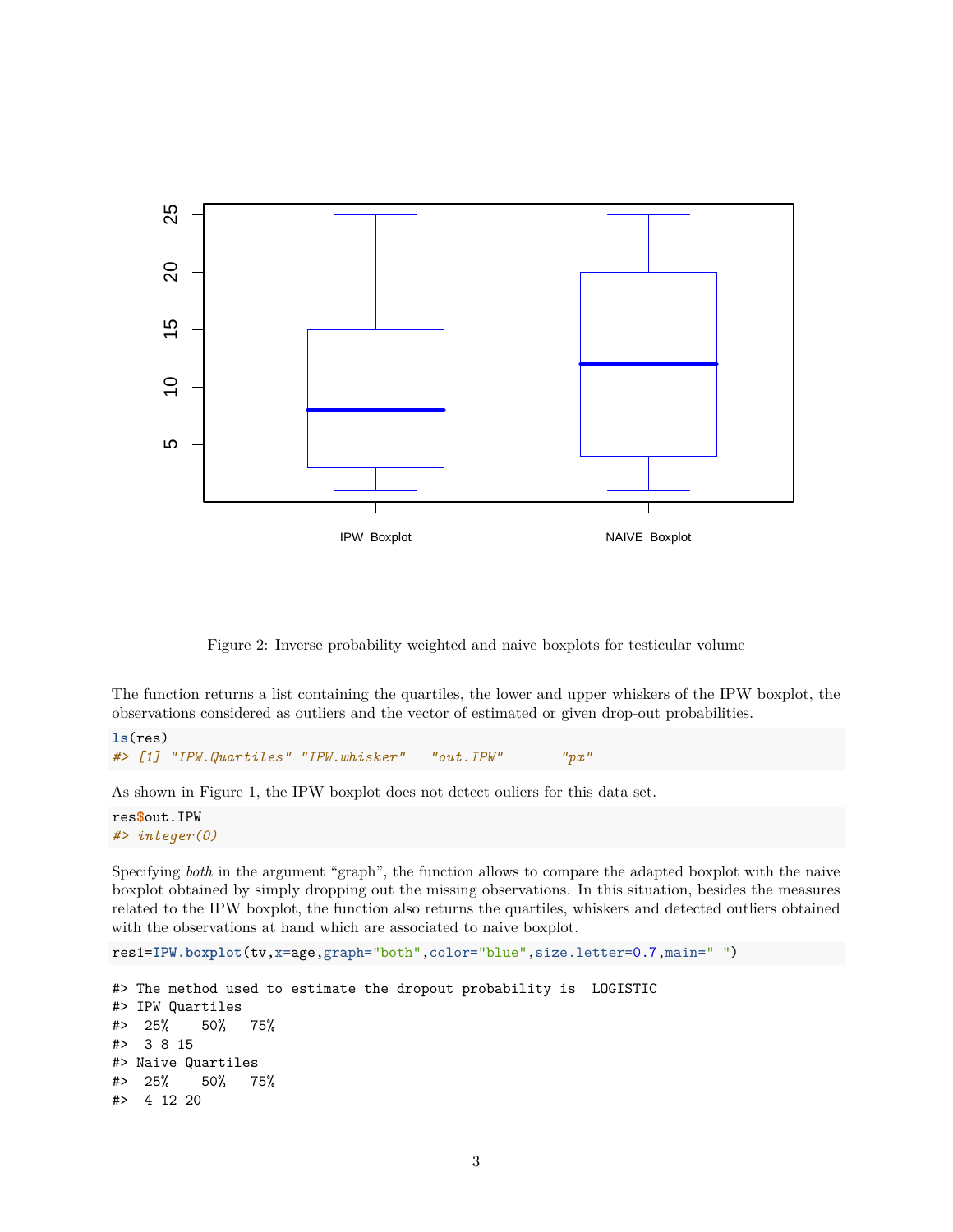Figure 2: Inverse probability weighted and naive boxplots for testicular volume

The function returns a list containing the quartiles, the lower and upper whiskers of the IPW boxplot, the observations considered as outliers and the vector of estimated or given drop-out probabilities.

```
ls(res)
#> [1] "IPW.Quartiles" "IPW.whisker"   "out.IPW"       "px"
```

As shown in Figure 1, the IPW boxplot does not detect ouliers for this data set.

```
res$out.IPW
#> integer(0)
```

Specifying *both* in the argument "graph", the function allows to compare the adapted boxplot with the naive boxplot obtained by simply dropping out the missing observations. In this situation, besides the measures related to the IPW boxplot, the function also returns the quartiles, whiskers and detected outliers obtained with the observations at hand which are associated to naive boxplot.

```
res1=IPW.boxplot(tv,x=age,graph="both",color="blue",size.letter=0.7,main=" ")
```

```
#> The method used to estimate the dropout probability is  LOGISTIC
#> IPW Quartiles
#>  25%    50%   75%
#>  3 8 15
#> Naive Quartiles
#>  25%    50%   75%
#>  4 12 20
```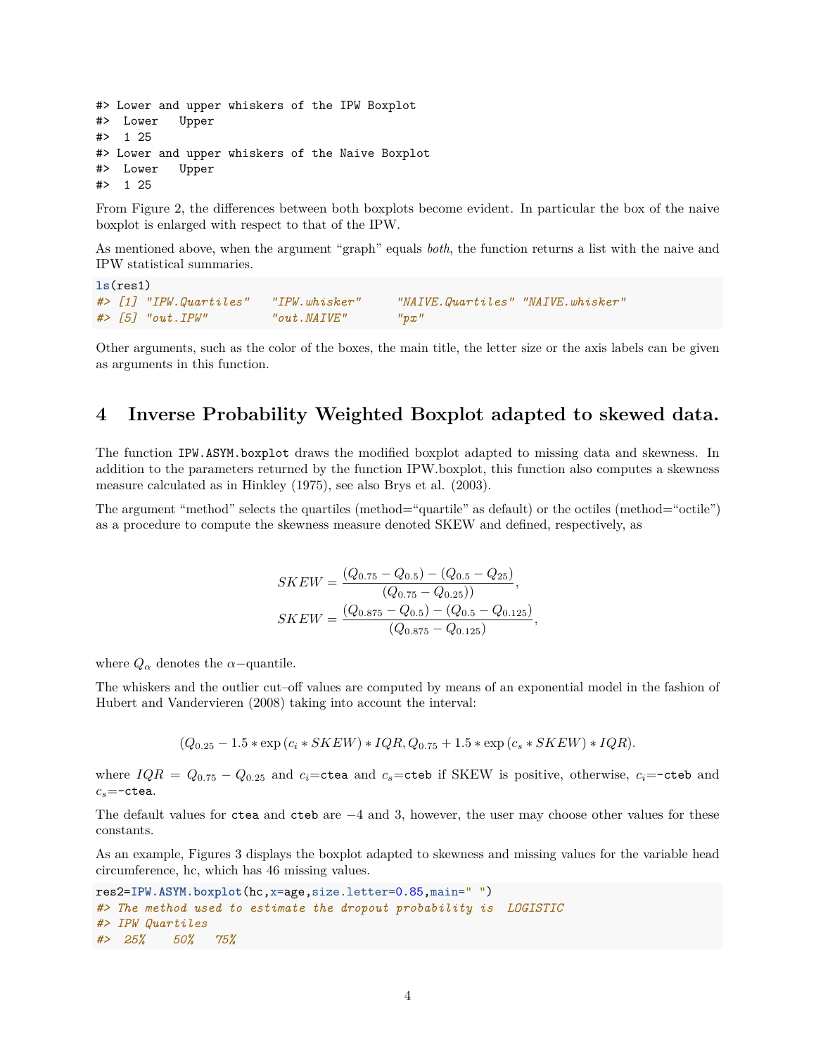```
#> Lower and upper whiskers of the IPW Boxplot
#>  Lower   Upper
#>  1 25
#> Lower and upper whiskers of the Naive Boxplot
#>  Lower   Upper
#>  1 25
```

From Figure 2, the differences between both boxplots become evident. In particular the box of the naive boxplot is enlarged with respect to that of the IPW.

As mentioned above, when the argument “graph” equals *both*, the function returns a list with the naive and IPW statistical summaries.

```
ls(res1)
#> [1] "IPW.Quartiles"   "IPW.whisker"     "NAIVE.Quartiles" "NAIVE.whisker"
#> [5] "out.IPW"         "out.NAIVE"       "px"
```

Other arguments, such as the color of the boxes, the main title, the letter size or the axis labels can be given as arguments in this function.

# 4 Inverse Probability Weighted Boxplot adapted to skewed data.

The function `IPW.ASYM.boxplot` draws the modified boxplot adapted to missing data and skewness. In addition to the parameters returned by the function IPW.boxplot, this function also computes a skewness measure calculated as in Hinkley (1975), see also Brys et al. (2003).

The argument “method” selects the quartiles (method=“quartile” as default) or the octiles (method=“octile”) as a procedure to compute the skewness measure denoted SKEW and defined, respectively, as

$$SKEW = \frac{(Q_{0.75} - Q_{0.5}) - (Q_{0.5} - Q_{25})}{(Q_{0.75} - Q_{0.25}))},$$

$$SKEW = \frac{(Q_{0.875} - Q_{0.5}) - (Q_{0.5} - Q_{0.125})}{(Q_{0.875} - Q_{0.125})},$$

where $Q_\alpha$ denotes the $\alpha-$quantile.

The whiskers and the outlier cut–off values are computed by means of an exponential model in the fashion of Hubert and Vandervieren (2008) taking into account the interval:

$$(Q_{0.25} - 1.5 * \exp{(c_i * SKEW)} * IQR, Q_{0.75} + 1.5 * \exp{(c_s * SKEW)} * IQR).$$

where $IQR = Q_{0.75} - Q_{0.25}$ and $c_i$=`ctea` and $c_s$=`cteb` if SKEW is positive, otherwise, $c_i$=-`cteb` and $c_s$=-`ctea`.

The default values for `ctea` and `cteb` are $-4$ and 3, however, the user may choose other values for these constants.

As an example, Figures 3 displays the boxplot adapted to skewness and missing values for the variable head circumference, hc, which has 46 missing values.

```
res2=IPW.ASYM.boxplot(hc,x=age,size.letter=0.85,main=" ")
#> The method used to estimate the dropout probability is  LOGISTIC
#> IPW Quartiles
#>  25%    50%   75%
```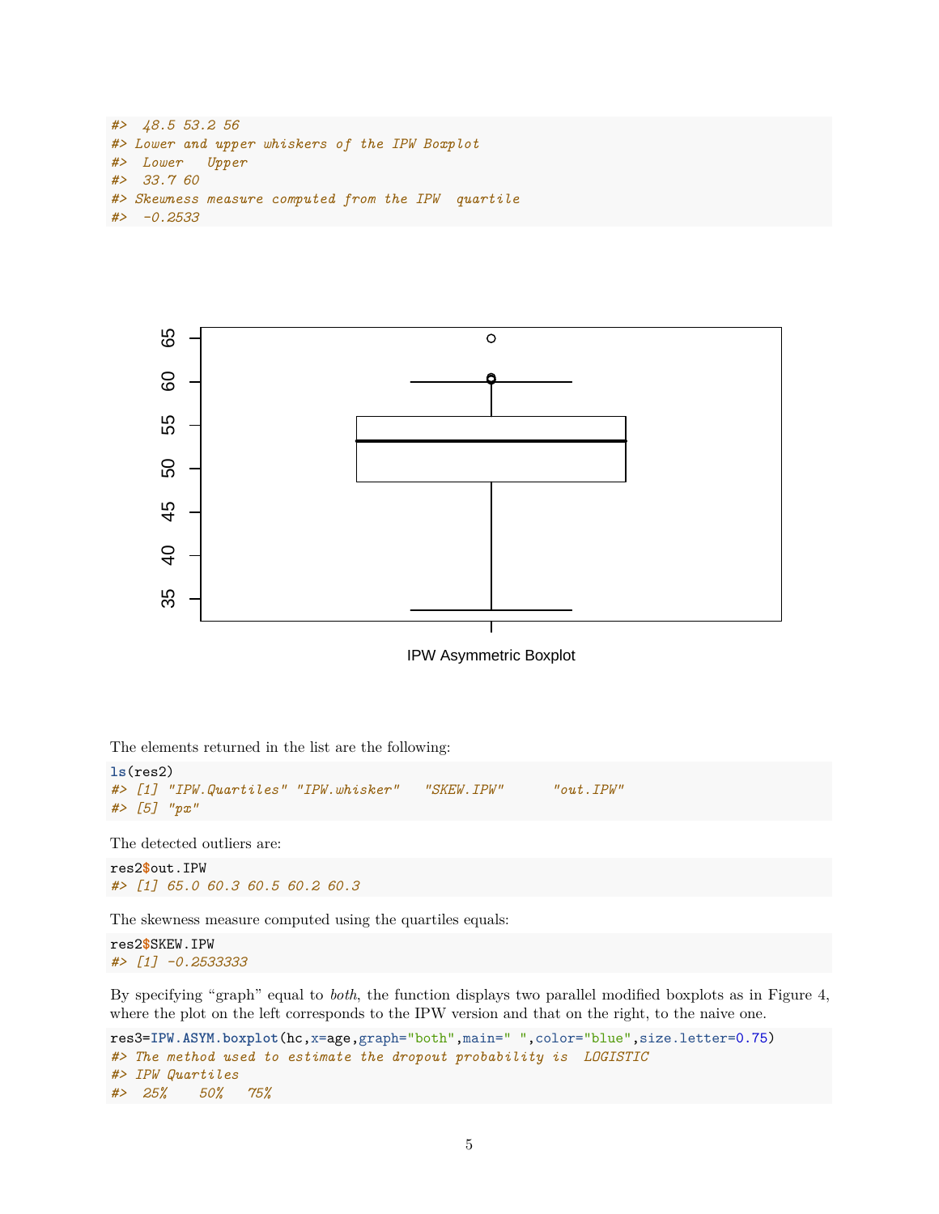```
#>  48.5 53.2 56
#> Lower and upper whiskers of the IPW Boxplot
#>  Lower   Upper
#>  33.7 60
#> Skewness measure computed from the IPW  quartile
#>  -0.2533
```

IPW Asymmetric Boxplot

The elements returned in the list are the following:

```
ls(res2)
#> [1] "IPW.Quartiles" "IPW.whisker"   "SKEW.IPW"      "out.IPW"
#> [5] "px"
```

The detected outliers are:

```
res2$out.IPW
#> [1] 65.0 60.3 60.5 60.2 60.3
```

The skewness measure computed using the quartiles equals:

```
res2$SKEW.IPW
#> [1] -0.2533333
```

By specifying "graph" equal to *both*, the function displays two parallel modified boxplots as in Figure 4, where the plot on the left corresponds to the IPW version and that on the right, to the naive one.

```
res3=IPW.ASYM.boxplot(hc,x=age,graph="both",main=" ",color="blue",size.letter=0.75)
#> The method used to estimate the dropout probability is  LOGISTIC
#> IPW Quartiles
#>  25%    50%   75%
```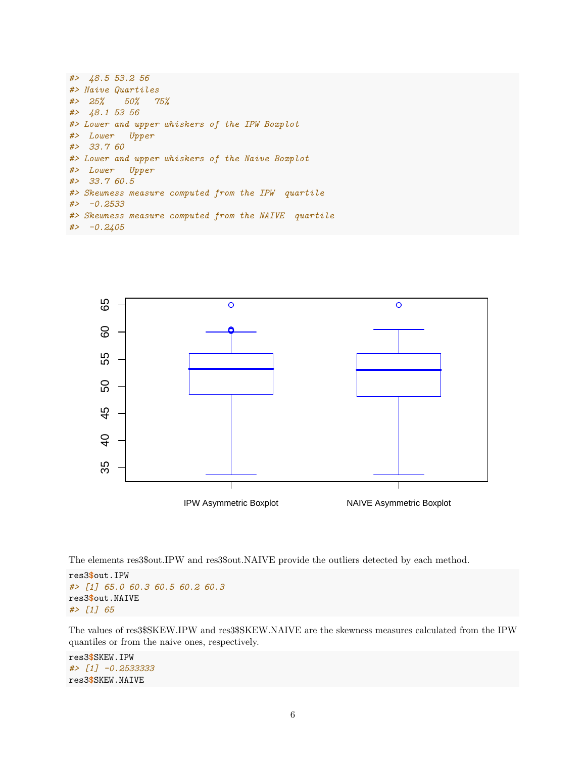```
#>  48.5 53.2 56
#> Naive Quartiles
#>  25%    50%   75%
#>  48.1 53 56
#> Lower and upper whiskers of the IPW Boxplot
#>  Lower   Upper
#>  33.7 60
#> Lower and upper whiskers of the Naive Boxplot
#>  Lower   Upper
#>  33.7 60.5
#> Skewness measure computed from the IPW  quartile
#>  -0.2533
#> Skewness measure computed from the NAIVE  quartile
#>  -0.2405
```

The elements res3$out.IPW and res3$out.NAIVE provide the outliers detected by each method.

```
res3$out.IPW
#> [1] 65.0 60.3 60.5 60.2 60.3
res3$out.NAIVE
#> [1] 65
```

The values of res3$SKEW.IPW and res3$SKEW.NAIVE are the skewness measures calculated from the IPW quantiles or from the naive ones, respectively.

```
res3$SKEW.IPW
#> [1] -0.2533333
res3$SKEW.NAIVE
```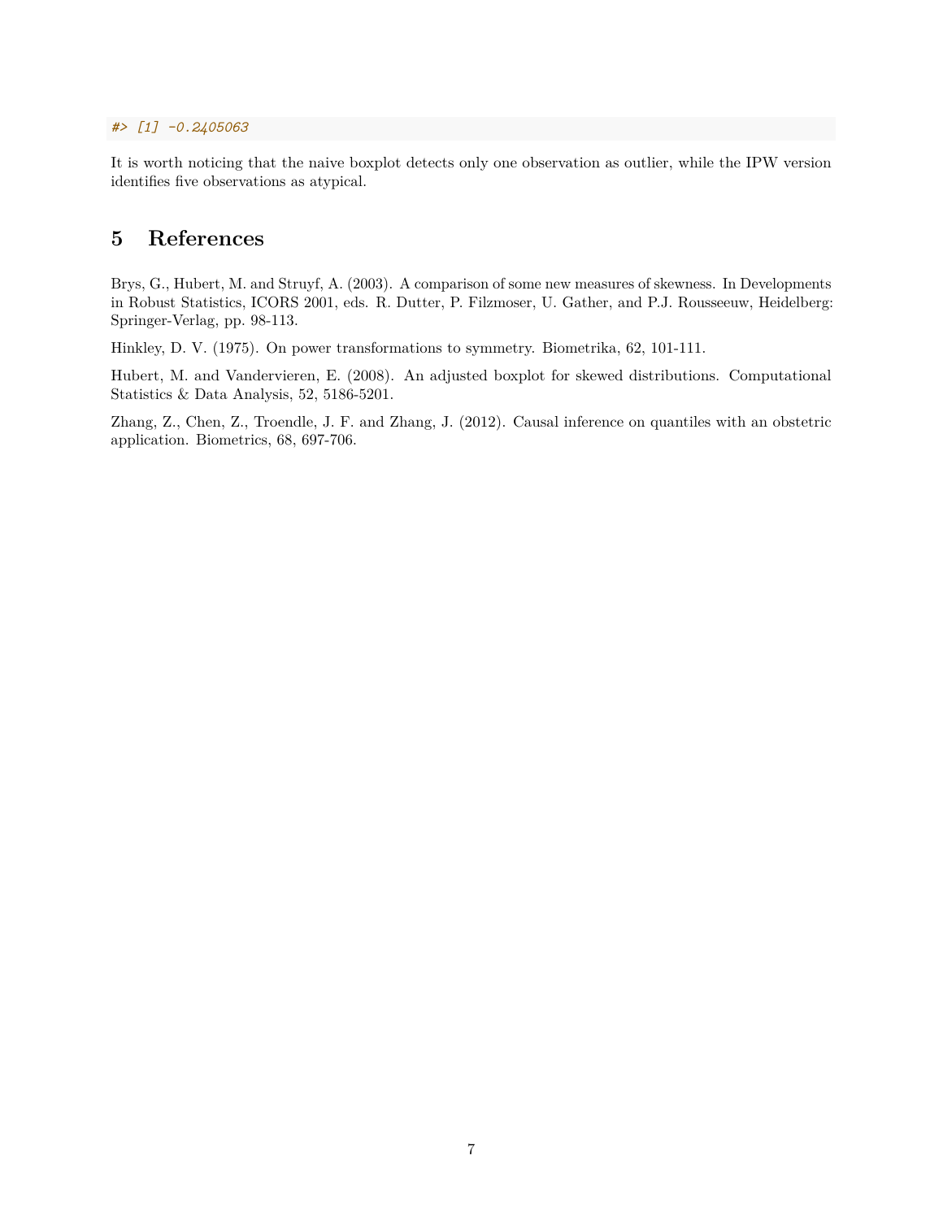```
#> [1] -0.2405063
```

It is worth noticing that the naive boxplot detects only one observation as outlier, while the IPW version identifies five observations as atypical.

## 5 References

Brys, G., Hubert, M. and Struyf, A. (2003). A comparison of some new measures of skewness. In Developments in Robust Statistics, ICORS 2001, eds. R. Dutter, P. Filzmoser, U. Gather, and P.J. Rousseeuw, Heidelberg: Springer-Verlag, pp. 98-113.

Hinkley, D. V. (1975). On power transformations to symmetry. Biometrika, 62, 101-111.

Hubert, M. and Vandervieren, E. (2008). An adjusted boxplot for skewed distributions. Computational Statistics & Data Analysis, 52, 5186-5201.

Zhang, Z., Chen, Z., Troendle, J. F. and Zhang, J. (2012). Causal inference on quantiles with an obstetric application. Biometrics, 68, 697-706.